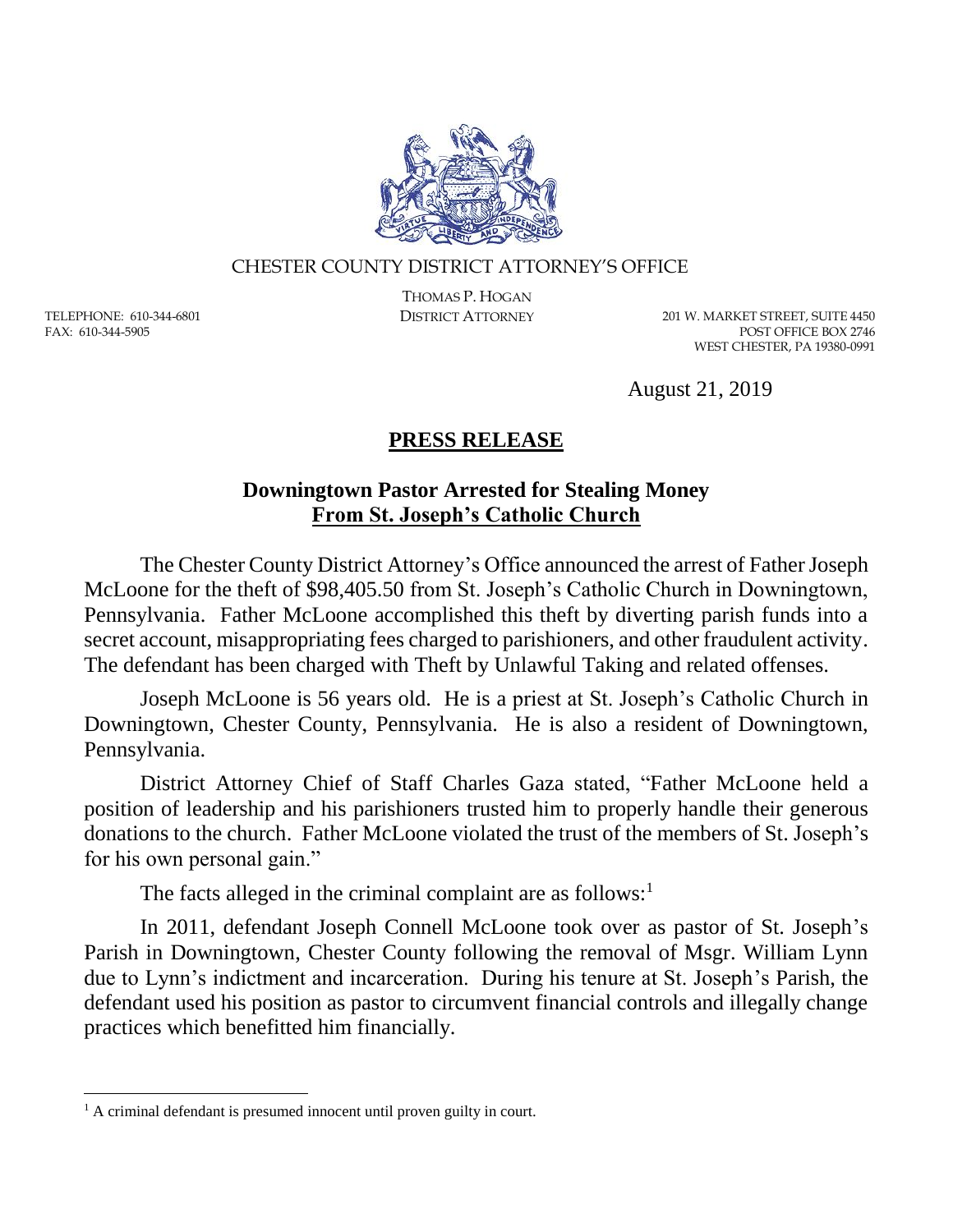CHESTER COUNTY DISTRICT ATTORNEY'S OFFICE

THOMAS P. HOGAN
DISTRICT ATTORNEY

TELEPHONE: 610-344-6801
FAX: 610-344-5905

201 W. MARKET STREET, SUITE 4450
POST OFFICE BOX 2746
WEST CHESTER, PA 19380-0991

August 21, 2019

## PRESS RELEASE

### Downingtown Pastor Arrested for Stealing Money From St. Joseph's Catholic Church

The Chester County District Attorney's Office announced the arrest of Father Joseph McLoone for the theft of $98,405.50 from St. Joseph's Catholic Church in Downingtown, Pennsylvania. Father McLoone accomplished this theft by diverting parish funds into a secret account, misappropriating fees charged to parishioners, and other fraudulent activity. The defendant has been charged with Theft by Unlawful Taking and related offenses.

Joseph McLoone is 56 years old. He is a priest at St. Joseph's Catholic Church in Downingtown, Chester County, Pennsylvania. He is also a resident of Downingtown, Pennsylvania.

District Attorney Chief of Staff Charles Gaza stated, "Father McLoone held a position of leadership and his parishioners trusted him to properly handle their generous donations to the church. Father McLoone violated the trust of the members of St. Joseph's for his own personal gain."

The facts alleged in the criminal complaint are as follows:[1]

In 2011, defendant Joseph Connell McLoone took over as pastor of St. Joseph's Parish in Downingtown, Chester County following the removal of Msgr. William Lynn due to Lynn's indictment and incarceration. During his tenure at St. Joseph's Parish, the defendant used his position as pastor to circumvent financial controls and illegally change practices which benefitted him financially.

[1] A criminal defendant is presumed innocent until proven guilty in court.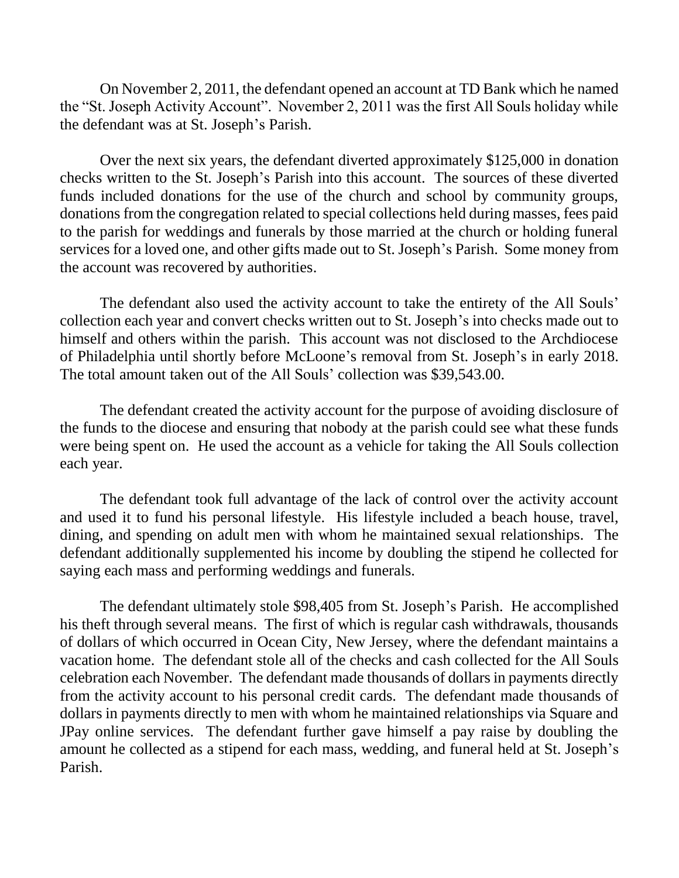On November 2, 2011, the defendant opened an account at TD Bank which he named the "St. Joseph Activity Account". November 2, 2011 was the first All Souls holiday while the defendant was at St. Joseph's Parish.

Over the next six years, the defendant diverted approximately $125,000 in donation checks written to the St. Joseph's Parish into this account. The sources of these diverted funds included donations for the use of the church and school by community groups, donations from the congregation related to special collections held during masses, fees paid to the parish for weddings and funerals by those married at the church or holding funeral services for a loved one, and other gifts made out to St. Joseph's Parish. Some money from the account was recovered by authorities.

The defendant also used the activity account to take the entirety of the All Souls' collection each year and convert checks written out to St. Joseph's into checks made out to himself and others within the parish. This account was not disclosed to the Archdiocese of Philadelphia until shortly before McLoone's removal from St. Joseph's in early 2018. The total amount taken out of the All Souls' collection was $39,543.00.

The defendant created the activity account for the purpose of avoiding disclosure of the funds to the diocese and ensuring that nobody at the parish could see what these funds were being spent on. He used the account as a vehicle for taking the All Souls collection each year.

The defendant took full advantage of the lack of control over the activity account and used it to fund his personal lifestyle. His lifestyle included a beach house, travel, dining, and spending on adult men with whom he maintained sexual relationships. The defendant additionally supplemented his income by doubling the stipend he collected for saying each mass and performing weddings and funerals.

The defendant ultimately stole $98,405 from St. Joseph's Parish. He accomplished his theft through several means. The first of which is regular cash withdrawals, thousands of dollars of which occurred in Ocean City, New Jersey, where the defendant maintains a vacation home. The defendant stole all of the checks and cash collected for the All Souls celebration each November. The defendant made thousands of dollars in payments directly from the activity account to his personal credit cards. The defendant made thousands of dollars in payments directly to men with whom he maintained relationships via Square and JPay online services. The defendant further gave himself a pay raise by doubling the amount he collected as a stipend for each mass, wedding, and funeral held at St. Joseph's Parish.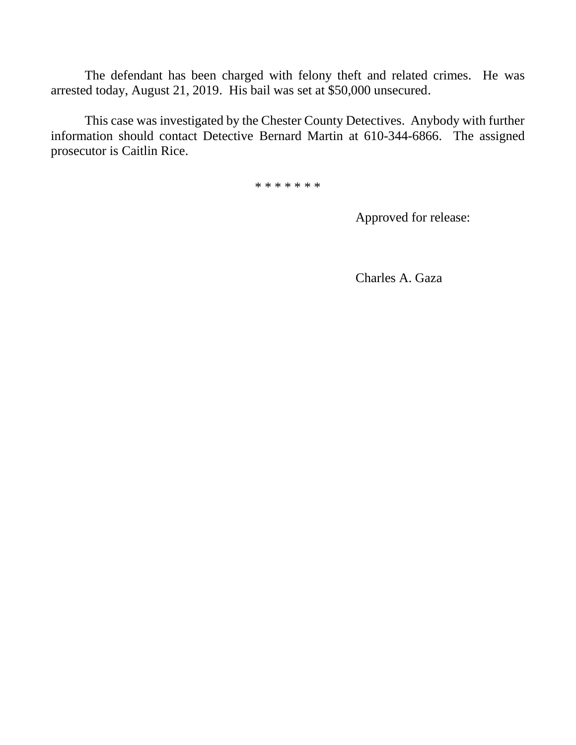The defendant has been charged with felony theft and related crimes. He was arrested today, August 21, 2019. His bail was set at $50,000 unsecured.

This case was investigated by the Chester County Detectives. Anybody with further information should contact Detective Bernard Martin at 610-344-6866. The assigned prosecutor is Caitlin Rice.

* * * * * * *

Approved for release:

Charles A. Gaza